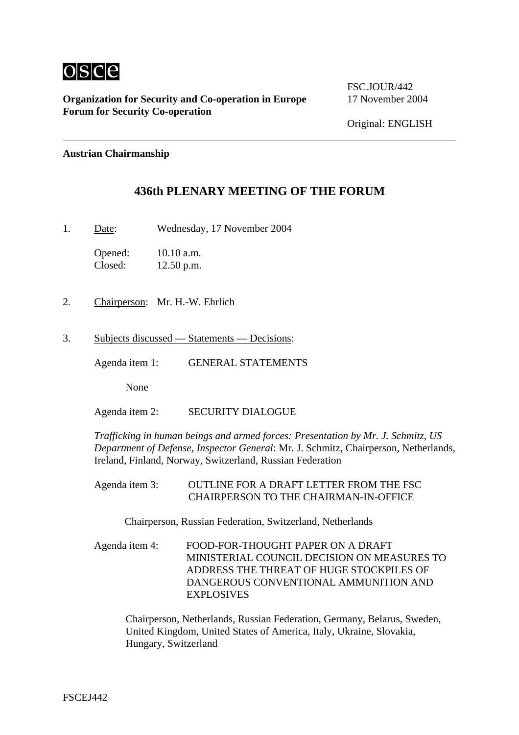osce

**Organization for Security and Co-operation in Europe**
**Forum for Security Co-operation**

FSC.JOUR/442
17 November 2004

Original: ENGLISH

**Austrian Chairmanship**

# 436th PLENARY MEETING OF THE FORUM

1. Date: Wednesday, 17 November 2004

   Opened: 10.10 a.m.
   Closed: 12.50 p.m.

2. Chairperson: Mr. H.-W. Ehrlich

3. Subjects discussed — Statements — Decisions:

   Agenda item 1: GENERAL STATEMENTS

   None

   Agenda item 2: SECURITY DIALOGUE

   *Trafficking in human beings and armed forces: Presentation by Mr. J. Schmitz, US Department of Defense, Inspector General*: Mr. J. Schmitz, Chairperson, Netherlands, Ireland, Finland, Norway, Switzerland, Russian Federation

   Agenda item 3: OUTLINE FOR A DRAFT LETTER FROM THE FSC CHAIRPERSON TO THE CHAIRMAN-IN-OFFICE

   Chairperson, Russian Federation, Switzerland, Netherlands

   Agenda item 4: FOOD-FOR-THOUGHT PAPER ON A DRAFT MINISTERIAL COUNCIL DECISION ON MEASURES TO ADDRESS THE THREAT OF HUGE STOCKPILES OF DANGEROUS CONVENTIONAL AMMUNITION AND EXPLOSIVES

   Chairperson, Netherlands, Russian Federation, Germany, Belarus, Sweden, United Kingdom, United States of America, Italy, Ukraine, Slovakia, Hungary, Switzerland

FSCEJ442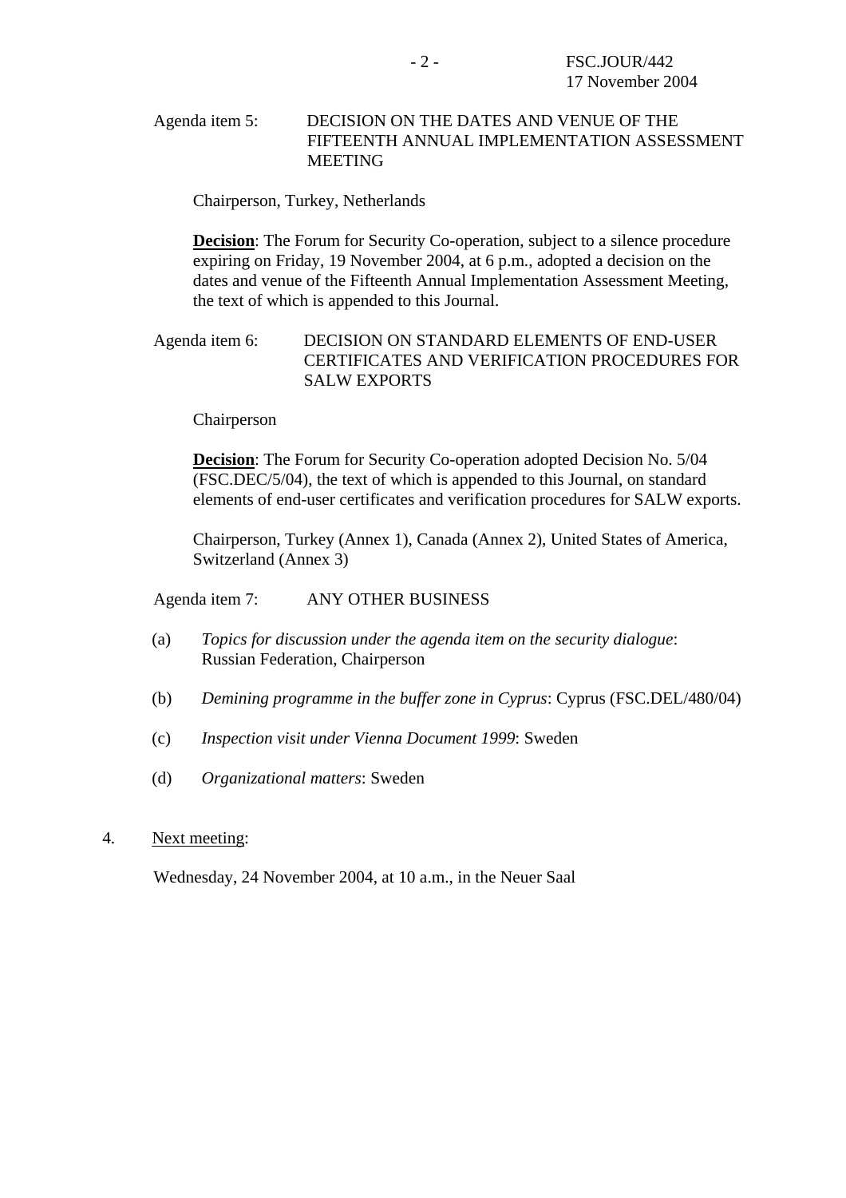Agenda item 5: DECISION ON THE DATES AND VENUE OF THE FIFTEENTH ANNUAL IMPLEMENTATION ASSESSMENT MEETING

Chairperson, Turkey, Netherlands

**Decision**: The Forum for Security Co-operation, subject to a silence procedure expiring on Friday, 19 November 2004, at 6 p.m., adopted a decision on the dates and venue of the Fifteenth Annual Implementation Assessment Meeting, the text of which is appended to this Journal.

Agenda item 6: DECISION ON STANDARD ELEMENTS OF END-USER CERTIFICATES AND VERIFICATION PROCEDURES FOR SALW EXPORTS

Chairperson

**Decision**: The Forum for Security Co-operation adopted Decision No. 5/04 (FSC.DEC/5/04), the text of which is appended to this Journal, on standard elements of end-user certificates and verification procedures for SALW exports.

Chairperson, Turkey (Annex 1), Canada (Annex 2), United States of America, Switzerland (Annex 3)

Agenda item 7: ANY OTHER BUSINESS

(a) *Topics for discussion under the agenda item on the security dialogue*: Russian Federation, Chairperson

(b) *Demining programme in the buffer zone in Cyprus*: Cyprus (FSC.DEL/480/04)

(c) *Inspection visit under Vienna Document 1999*: Sweden

(d) *Organizational matters*: Sweden

4. Next meeting:

Wednesday, 24 November 2004, at 10 a.m., in the Neuer Saal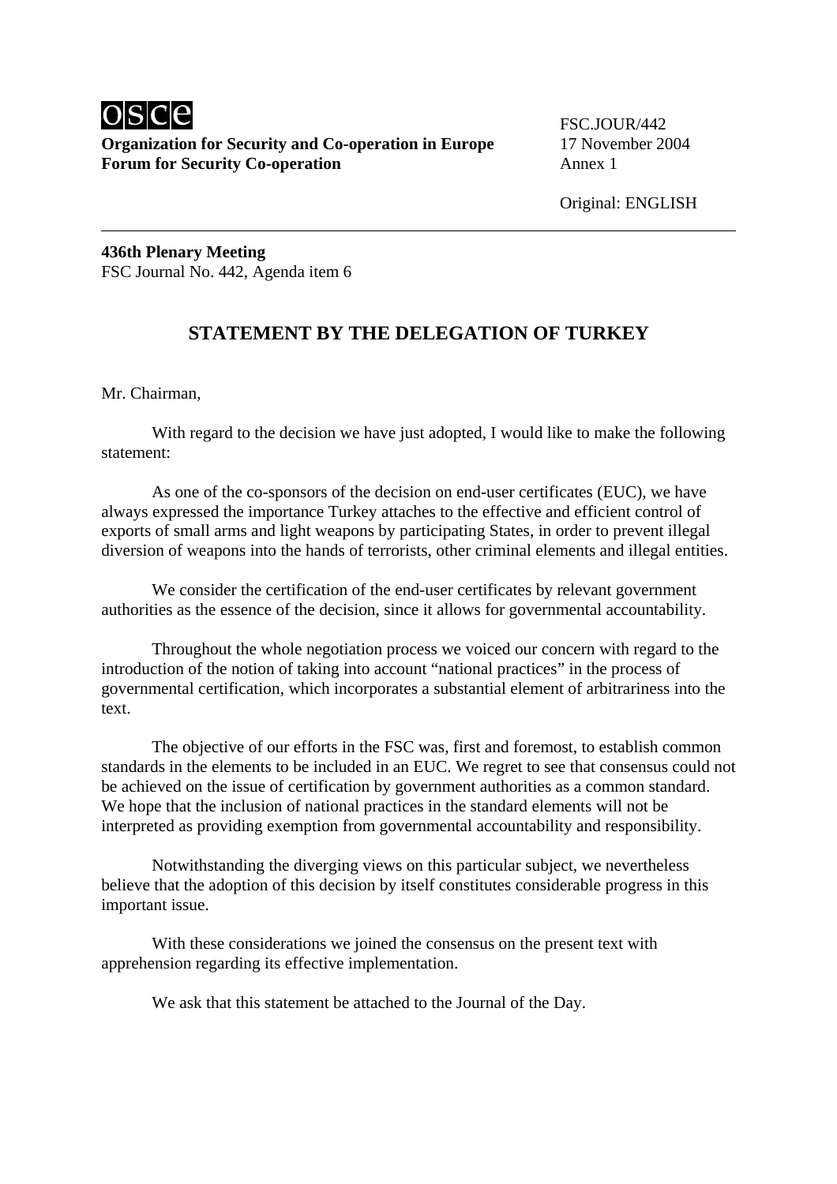**Organization for Security and Co-operation in Europe**
**Forum for Security Co-operation**

FSC.JOUR/442
17 November 2004
Annex 1

Original: ENGLISH

**436th Plenary Meeting**
FSC Journal No. 442, Agenda item 6

## STATEMENT BY THE DELEGATION OF TURKEY

Mr. Chairman,

With regard to the decision we have just adopted, I would like to make the following statement:

As one of the co-sponsors of the decision on end-user certificates (EUC), we have always expressed the importance Turkey attaches to the effective and efficient control of exports of small arms and light weapons by participating States, in order to prevent illegal diversion of weapons into the hands of terrorists, other criminal elements and illegal entities.

We consider the certification of the end-user certificates by relevant government authorities as the essence of the decision, since it allows for governmental accountability.

Throughout the whole negotiation process we voiced our concern with regard to the introduction of the notion of taking into account "national practices" in the process of governmental certification, which incorporates a substantial element of arbitrariness into the text.

The objective of our efforts in the FSC was, first and foremost, to establish common standards in the elements to be included in an EUC. We regret to see that consensus could not be achieved on the issue of certification by government authorities as a common standard. We hope that the inclusion of national practices in the standard elements will not be interpreted as providing exemption from governmental accountability and responsibility.

Notwithstanding the diverging views on this particular subject, we nevertheless believe that the adoption of this decision by itself constitutes considerable progress in this important issue.

With these considerations we joined the consensus on the present text with apprehension regarding its effective implementation.

We ask that this statement be attached to the Journal of the Day.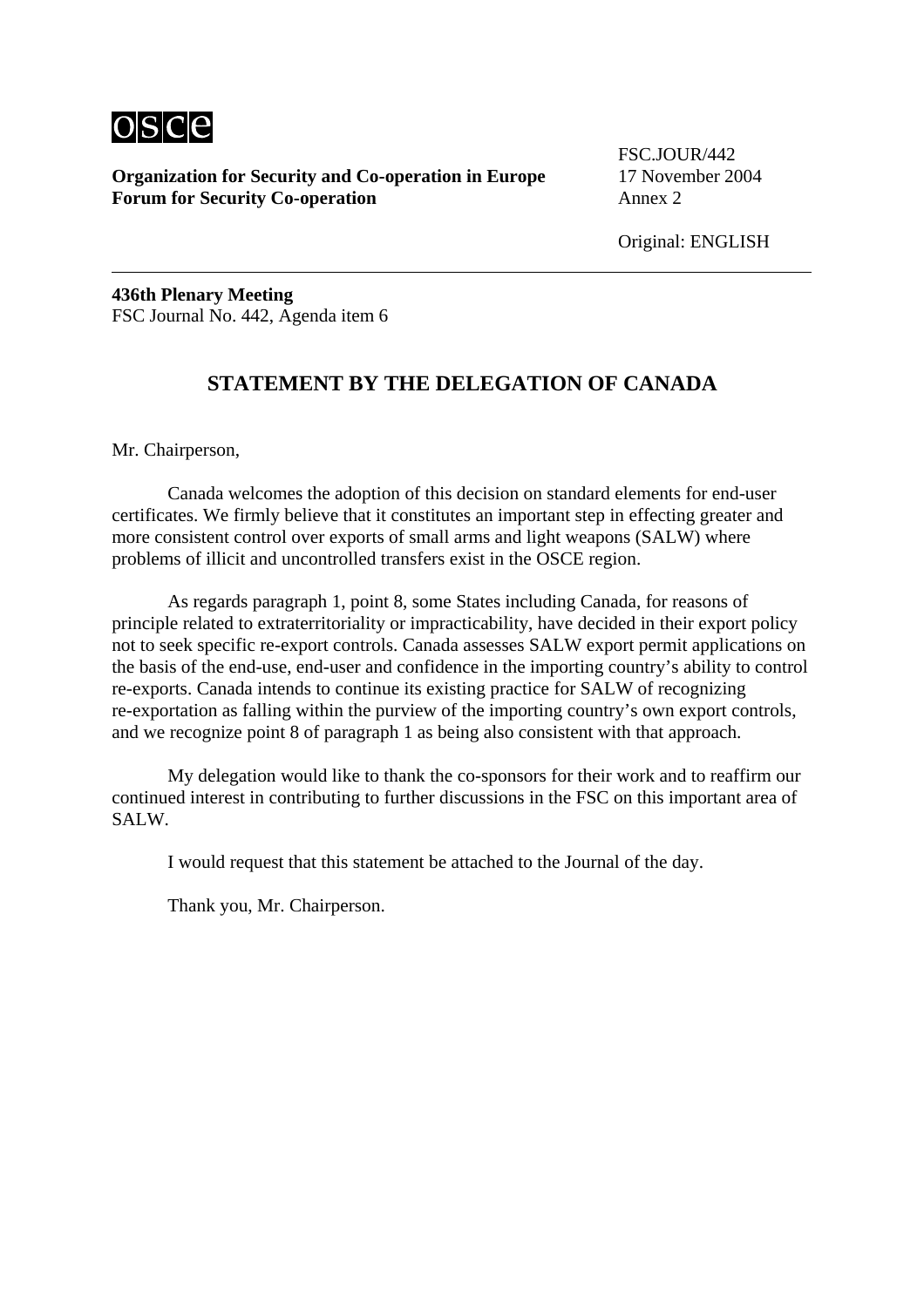**Organization for Security and Co-operation in Europe**
**Forum for Security Co-operation**

FSC.JOUR/442
17 November 2004
Annex 2

Original: ENGLISH

---

**436th Plenary Meeting**
FSC Journal No. 442, Agenda item 6

## STATEMENT BY THE DELEGATION OF CANADA

Mr. Chairperson,

Canada welcomes the adoption of this decision on standard elements for end-user certificates. We firmly believe that it constitutes an important step in effecting greater and more consistent control over exports of small arms and light weapons (SALW) where problems of illicit and uncontrolled transfers exist in the OSCE region.

As regards paragraph 1, point 8, some States including Canada, for reasons of principle related to extraterritoriality or impracticability, have decided in their export policy not to seek specific re-export controls. Canada assesses SALW export permit applications on the basis of the end-use, end-user and confidence in the importing country's ability to control re-exports. Canada intends to continue its existing practice for SALW of recognizing re-exportation as falling within the purview of the importing country's own export controls, and we recognize point 8 of paragraph 1 as being also consistent with that approach.

My delegation would like to thank the co-sponsors for their work and to reaffirm our continued interest in contributing to further discussions in the FSC on this important area of SALW.

I would request that this statement be attached to the Journal of the day.

Thank you, Mr. Chairperson.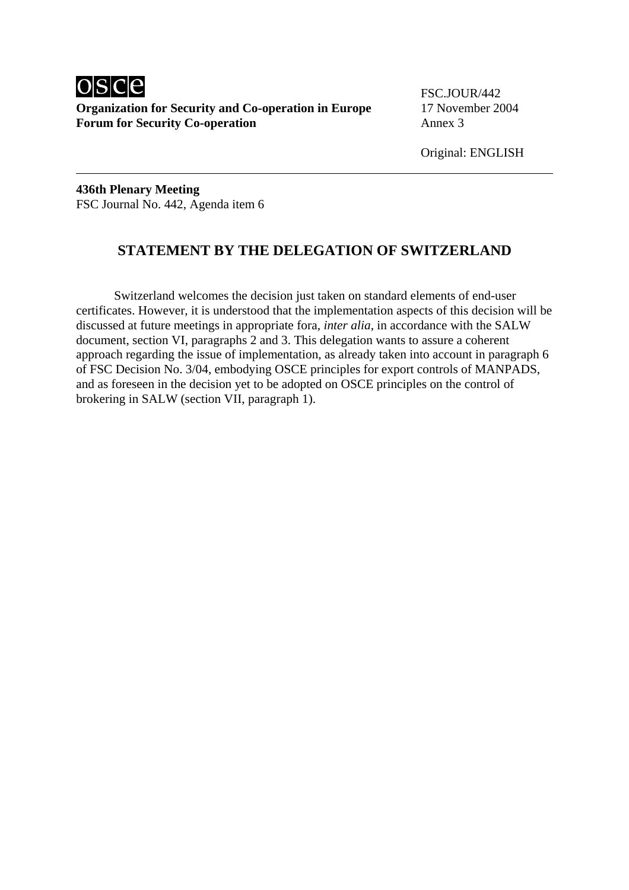**Organization for Security and Co-operation in Europe**
**Forum for Security Co-operation**

FSC.JOUR/442
17 November 2004
Annex 3

Original: ENGLISH

**436th Plenary Meeting**
FSC Journal No. 442, Agenda item 6

## STATEMENT BY THE DELEGATION OF SWITZERLAND

Switzerland welcomes the decision just taken on standard elements of end-user certificates. However, it is understood that the implementation aspects of this decision will be discussed at future meetings in appropriate fora, *inter alia*, in accordance with the SALW document, section VI, paragraphs 2 and 3. This delegation wants to assure a coherent approach regarding the issue of implementation, as already taken into account in paragraph 6 of FSC Decision No. 3/04, embodying OSCE principles for export controls of MANPADS, and as foreseen in the decision yet to be adopted on OSCE principles on the control of brokering in SALW (section VII, paragraph 1).